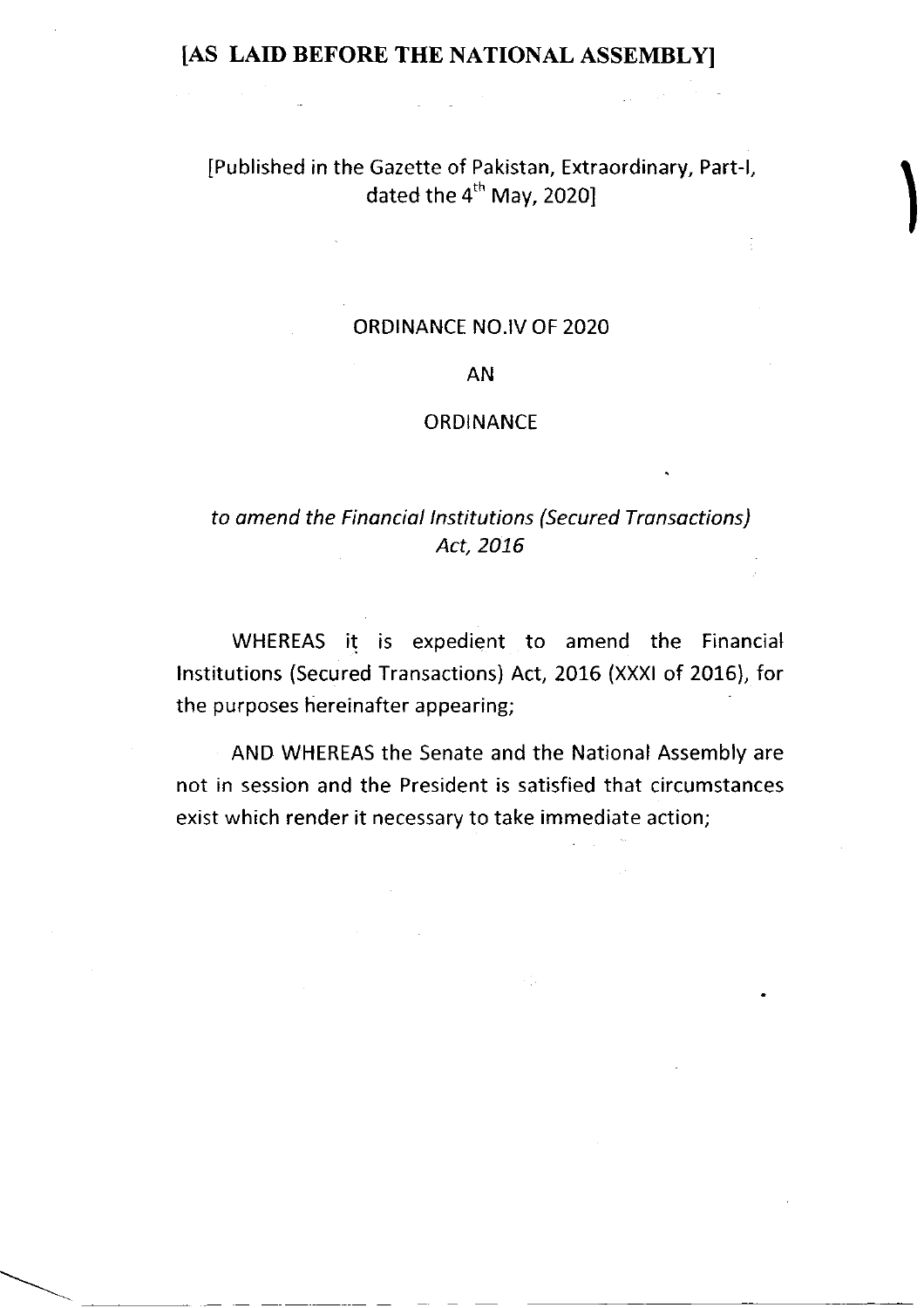**[AS LAID BEFORE THE NATIONAL ASSEMBLY]**

[Published in the Gazette of Pakistan, Extraordinary, Part-I, dated the 4th May, 2020]

ORDINANCE NO.IV OF 2020

AN

ORDINANCE

*to amend the Financial Institutions (Secured Transactions) Act, 2016*

WHEREAS it is expedient to amend the Financial Institutions (Secured Transactions) Act, 2016 (XXXI of 2016), for the purposes hereinafter appearing;

AND WHEREAS the Senate and the National Assembly are not in session and the President is satisfied that circumstances exist which render it necessary to take immediate action;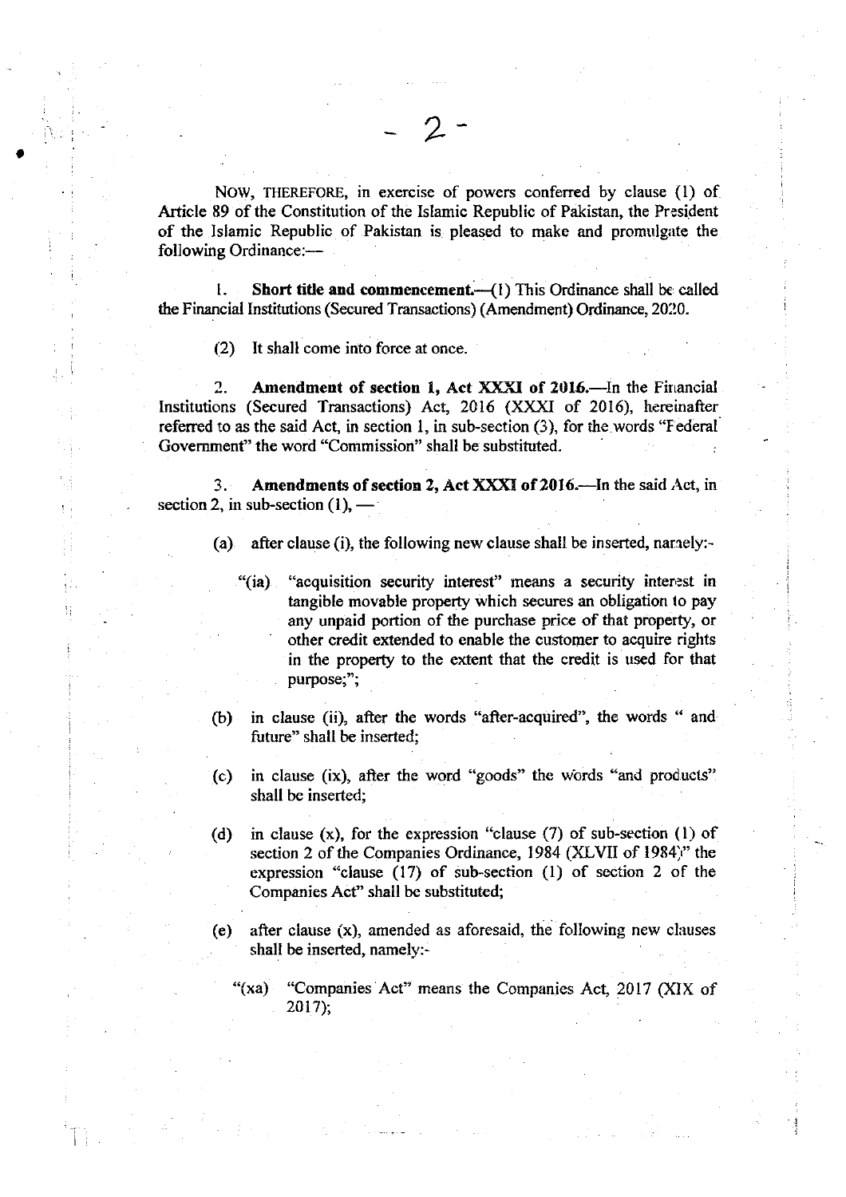NOW, THEREFORE, in exercise of powers conferred by clause (1) of Article 89 of the Constitution of the Islamic Republic of Pakistan, the President of the Islamic Republic of Pakistan is pleased to make and promulgate the following Ordinance:—

1. **Short title and commencement.**—(1) This Ordinance shall be called the Financial Institutions (Secured Transactions) (Amendment) Ordinance, 2020.

(2) It shall come into force at once.

2. **Amendment of section 1, Act XXXI of 2016.**—In the Financial Institutions (Secured Transactions) Act, 2016 (XXXI of 2016), hereinafter referred to as the said Act, in section 1, in sub-section (3), for the words "Federal Government" the word "Commission" shall be substituted.

3. **Amendments of section 2, Act XXXI of 2016.**—In the said Act, in section 2, in sub-section (1), —

(a) after clause (i), the following new clause shall be inserted, namely:-

"(ia) "acquisition security interest" means a security interest in tangible movable property which secures an obligation to pay any unpaid portion of the purchase price of that property, or other credit extended to enable the customer to acquire rights in the property to the extent that the credit is used for that purpose;";

(b) in clause (ii), after the words "after-acquired", the words " and future" shall be inserted;

(c) in clause (ix), after the word "goods" the words "and products" shall be inserted;

(d) in clause (x), for the expression "clause (7) of sub-section (1) of section 2 of the Companies Ordinance, 1984 (XLVII of 1984)" the expression "clause (17) of sub-section (1) of section 2 of the Companies Act" shall be substituted;

(e) after clause (x), amended as aforesaid, the following new clauses shall be inserted, namely:-

"(xa) "Companies Act" means the Companies Act, 2017 (XIX of 2017);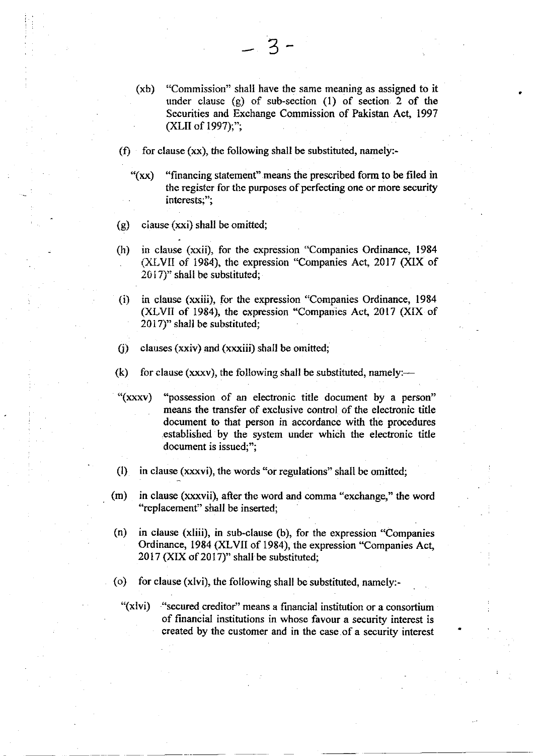(xb) "Commission" shall have the same meaning as assigned to it under clause (g) of sub-section (1) of section 2 of the Securities and Exchange Commission of Pakistan Act, 1997 (XLII of 1997);";

(f) for clause (xx), the following shall be substituted, namely:-

"(xx) "financing statement" means the prescribed form to be filed in the register for the purposes of perfecting one or more security interests;";

(g) clause (xxi) shall be omitted;

(h) in clause (xxii), for the expression "Companies Ordinance, 1984 (XLVII of 1984), the expression "Companies Act, 2017 (XIX of 2017)" shall be substituted;

(i) in clause (xxiii), for the expression "Companies Ordinance, 1984 (XLVII of 1984), the expression "Companies Act, 2017 (XIX of 2017)" shall be substituted;

(j) clauses (xxiv) and (xxxiii) shall be omitted;

(k) for clause (xxxv), the following shall be substituted, namely:—

"(xxxv) "possession of an electronic title document by a person" means the transfer of exclusive control of the electronic title document to that person in accordance with the procedures established by the system under which the electronic title document is issued;";

(l) in clause (xxxvi), the words "or regulations" shall be omitted;

(m) in clause (xxxvii), after the word and comma "exchange," the word "replacement" shall be inserted;

(n) in clause (xliii), in sub-clause (b), for the expression "Companies Ordinance, 1984 (XLVII of 1984), the expression "Companies Act, 2017 (XIX of 2017)" shall be substituted;

(o) for clause (xlvi), the following shall be substituted, namely:-

"(xlvi) "secured creditor" means a financial institution or a consortium of financial institutions in whose favour a security interest is created by the customer and in the case of a security interest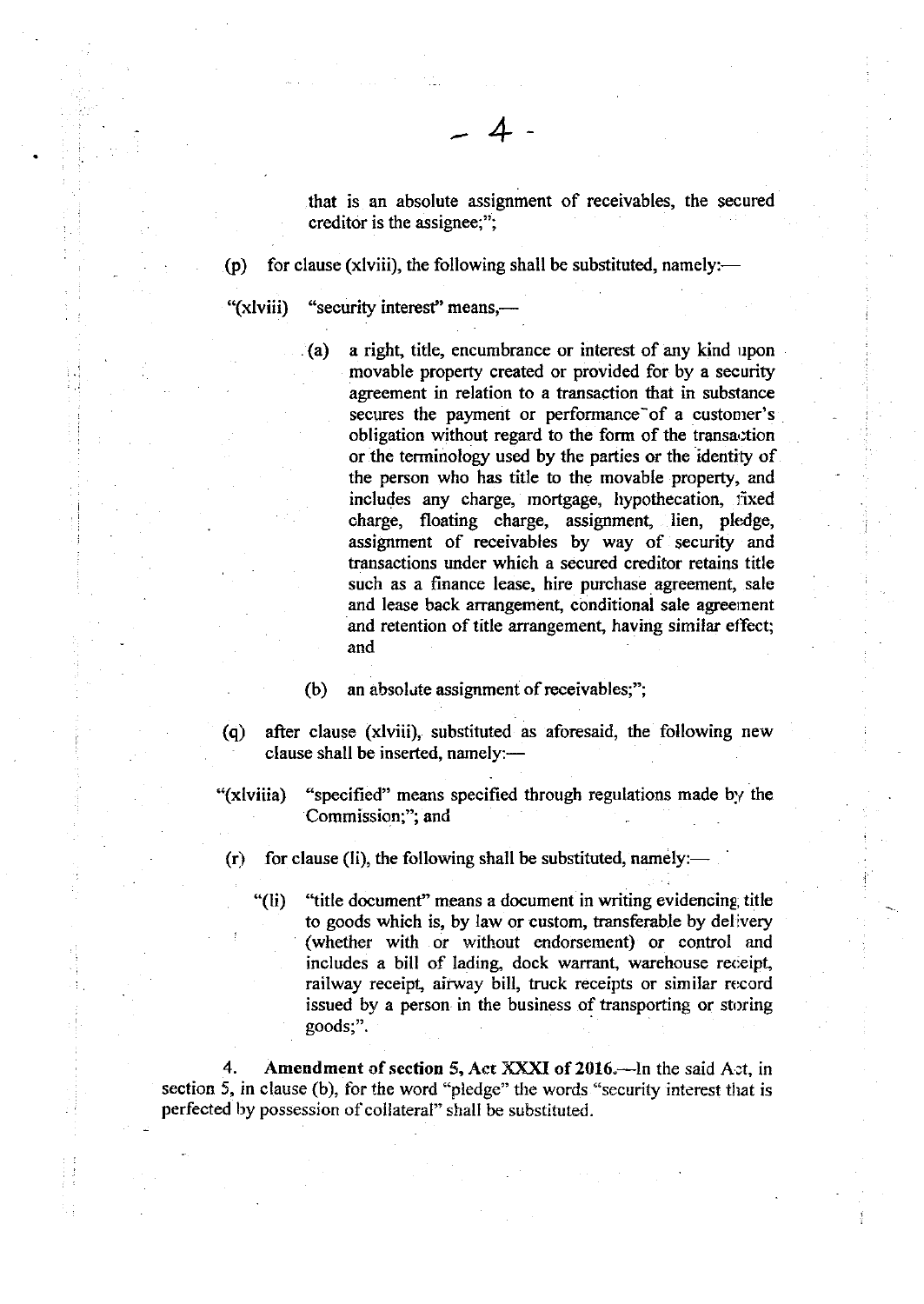that is an absolute assignment of receivables, the secured creditor is the assignee;";

(p) for clause (xlviii), the following shall be substituted, namely:—

"(xlviii) "security interest" means,—

(a) a right, title, encumbrance or interest of any kind upon movable property created or provided for by a security agreement in relation to a transaction that in substance secures the payment or performance of a customer's obligation without regard to the form of the transaction or the terminology used by the parties or the identity of the person who has title to the movable property, and includes any charge, mortgage, hypothecation, fixed charge, floating charge, assignment, lien, pledge, assignment of receivables by way of security and transactions under which a secured creditor retains title such as a finance lease, hire purchase agreement, sale and lease back arrangement, conditional sale agreement and retention of title arrangement, having similar effect; and

(b) an absolute assignment of receivables;";

(q) after clause (xlviii), substituted as aforesaid, the following new clause shall be inserted, namely:—

"(xlviiia) "specified" means specified through regulations made by the Commission;"; and

(r) for clause (li), the following shall be substituted, namely:—

"(li) "title document" means a document in writing evidencing title to goods which is, by law or custom, transferable by delivery (whether with or without endorsement) or control and includes a bill of lading, dock warrant, warehouse receipt, railway receipt, airway bill, truck receipts or similar record issued by a person in the business of transporting or storing goods;".

4. **Amendment of section 5, Act XXXI of 2016.**—In the said Act, in section 5, in clause (b), for the word "pledge" the words "security interest that is perfected by possession of collateral" shall be substituted.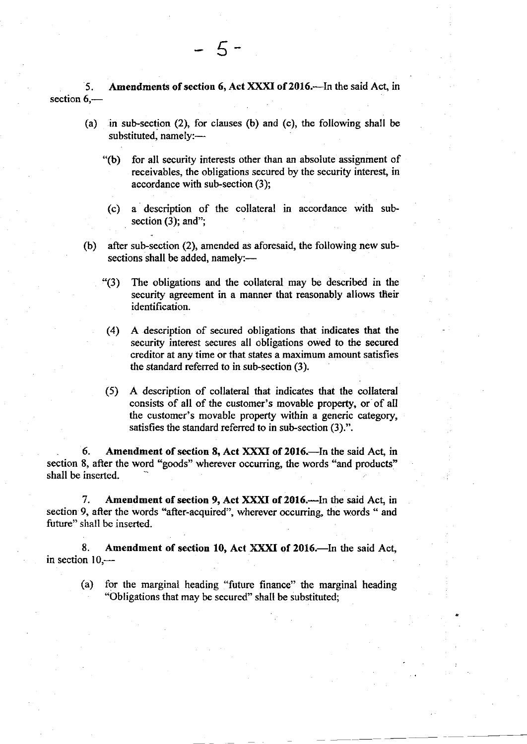5. **Amendments of section 6, Act XXXI of 2016.**—In the said Act, in section 6,—

(a) in sub-section (2), for clauses (b) and (c), the following shall be substituted, namely:—

"(b) for all security interests other than an absolute assignment of receivables, the obligations secured by the security interest, in accordance with sub-section (3);

(c) a description of the collateral in accordance with sub-section (3); and";

(b) after sub-section (2), amended as aforesaid, the following new sub-sections shall be added, namely:—

"(3) The obligations and the collateral may be described in the security agreement in a manner that reasonably allows their identification.

(4) A description of secured obligations that indicates that the security interest secures all obligations owed to the secured creditor at any time or that states a maximum amount satisfies the standard referred to in sub-section (3).

(5) A description of collateral that indicates that the collateral consists of all of the customer's movable property, or of all the customer's movable property within a generic category, satisfies the standard referred to in sub-section (3).".

6. **Amendment of section 8, Act XXXI of 2016.**—In the said Act, in section 8, after the word "goods" wherever occurring, the words "and products" shall be inserted.

7. **Amendment of section 9, Act XXXI of 2016.**—In the said Act, in section 9, after the words "after-acquired", wherever occurring, the words " and future" shall be inserted.

8. **Amendment of section 10, Act XXXI of 2016.**—In the said Act, in section 10,—

(a) for the marginal heading "future finance" the marginal heading "Obligations that may be secured" shall be substituted;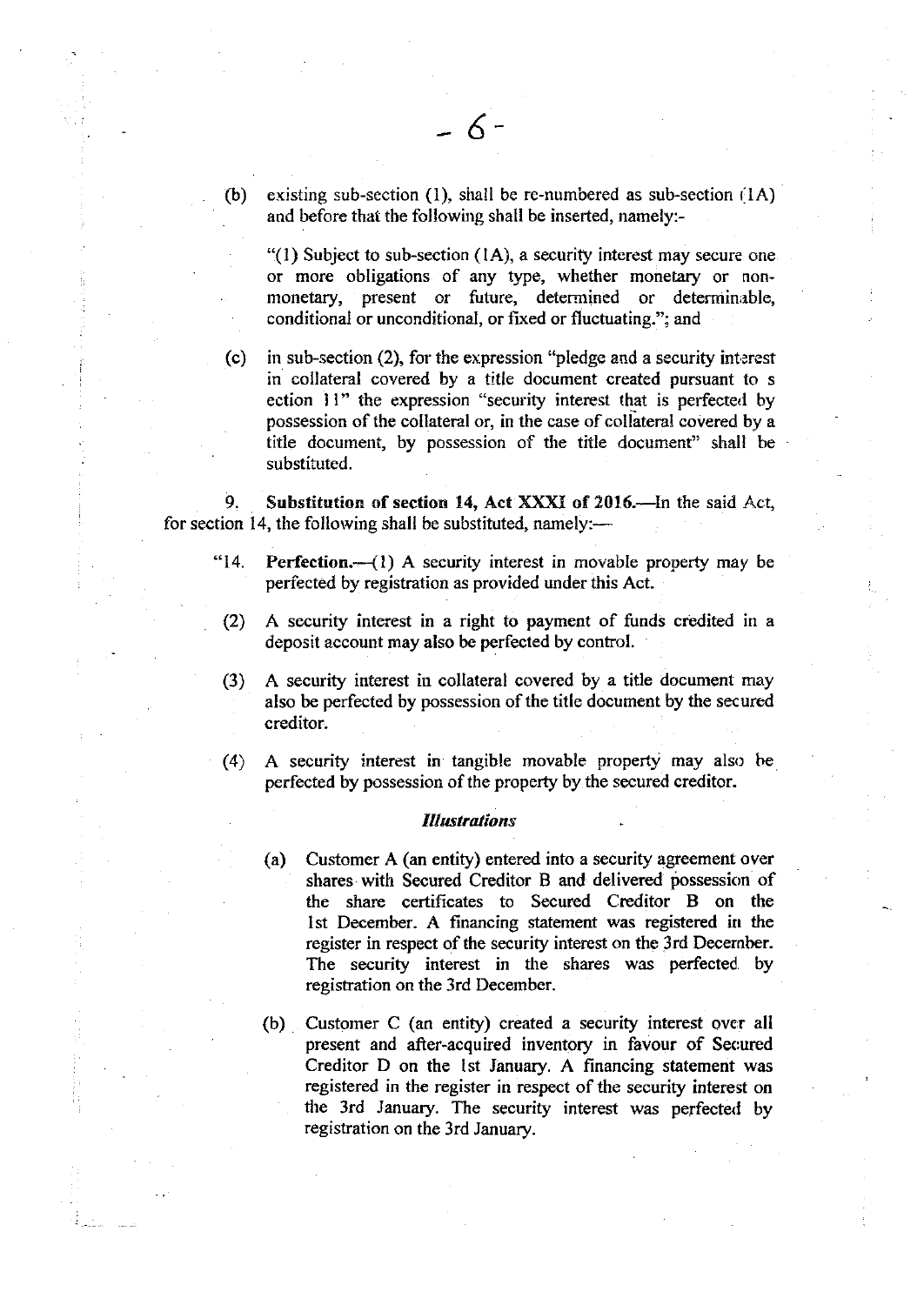(b) existing sub-section (1), shall be re-numbered as sub-section (1A) and before that the following shall be inserted, namely:-

"(1) Subject to sub-section (1A), a security interest may secure one or more obligations of any type, whether monetary or non-monetary, present or future, determined or determinable, conditional or unconditional, or fixed or fluctuating."; and

(c) in sub-section (2), for the expression "pledge and a security interest in collateral covered by a title document created pursuant to s ection 11" the expression "security interest that is perfected by possession of the collateral or, in the case of collateral covered by a title document, by possession of the title document" shall be substituted.

9. **Substitution of section 14, Act XXXI of 2016.**—In the said Act, for section 14, the following shall be substituted, namely:—

"14. **Perfection.**—(1) A security interest in movable property may be perfected by registration as provided under this Act.

(2) A security interest in a right to payment of funds credited in a deposit account may also be perfected by control.

(3) A security interest in collateral covered by a title document may also be perfected by possession of the title document by the secured creditor.

(4) A security interest in tangible movable property may also be perfected by possession of the property by the secured creditor.

***Illustrations***

(a) Customer A (an entity) entered into a security agreement over shares with Secured Creditor B and delivered possession of the share certificates to Secured Creditor B on the 1st December. A financing statement was registered in the register in respect of the security interest on the 3rd December. The security interest in the shares was perfected by registration on the 3rd December.

(b) Customer C (an entity) created a security interest over all present and after-acquired inventory in favour of Secured Creditor D on the 1st January. A financing statement was registered in the register in respect of the security interest on the 3rd January. The security interest was perfected by registration on the 3rd January.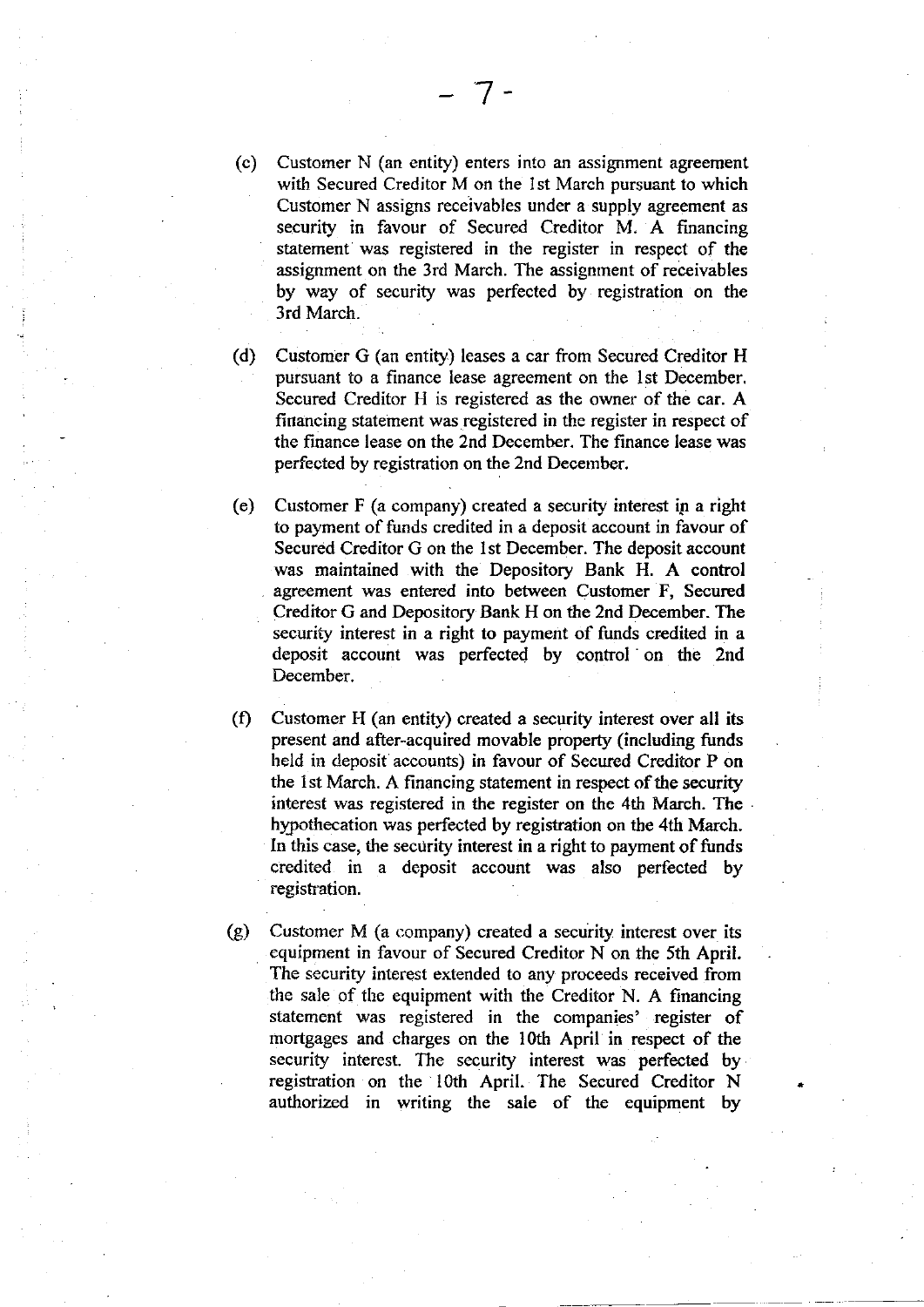(c) Customer N (an entity) enters into an assignment agreement with Secured Creditor M on the 1st March pursuant to which Customer N assigns receivables under a supply agreement as security in favour of Secured Creditor M. A financing statement was registered in the register in respect of the assignment on the 3rd March. The assignment of receivables by way of security was perfected by registration on the 3rd March.

(d) Customer G (an entity) leases a car from Secured Creditor H pursuant to a finance lease agreement on the 1st December. Secured Creditor H is registered as the owner of the car. A financing statement was registered in the register in respect of the finance lease on the 2nd December. The finance lease was perfected by registration on the 2nd December.

(e) Customer F (a company) created a security interest in a right to payment of funds credited in a deposit account in favour of Secured Creditor G on the 1st December. The deposit account was maintained with the Depository Bank H. A control agreement was entered into between Customer F, Secured Creditor G and Depository Bank H on the 2nd December. The security interest in a right to payment of funds credited in a deposit account was perfected by control on the 2nd December.

(f) Customer H (an entity) created a security interest over all its present and after-acquired movable property (including funds held in deposit accounts) in favour of Secured Creditor P on the 1st March. A financing statement in respect of the security interest was registered in the register on the 4th March. The hypothecation was perfected by registration on the 4th March. In this case, the security interest in a right to payment of funds credited in a deposit account was also perfected by registration.

(g) Customer M (a company) created a security interest over its equipment in favour of Secured Creditor N on the 5th April. The security interest extended to any proceeds received from the sale of the equipment with the Creditor N. A financing statement was registered in the companies' register of mortgages and charges on the 10th April in respect of the security interest. The security interest was perfected by registration on the 10th April. The Secured Creditor N authorized in writing the sale of the equipment by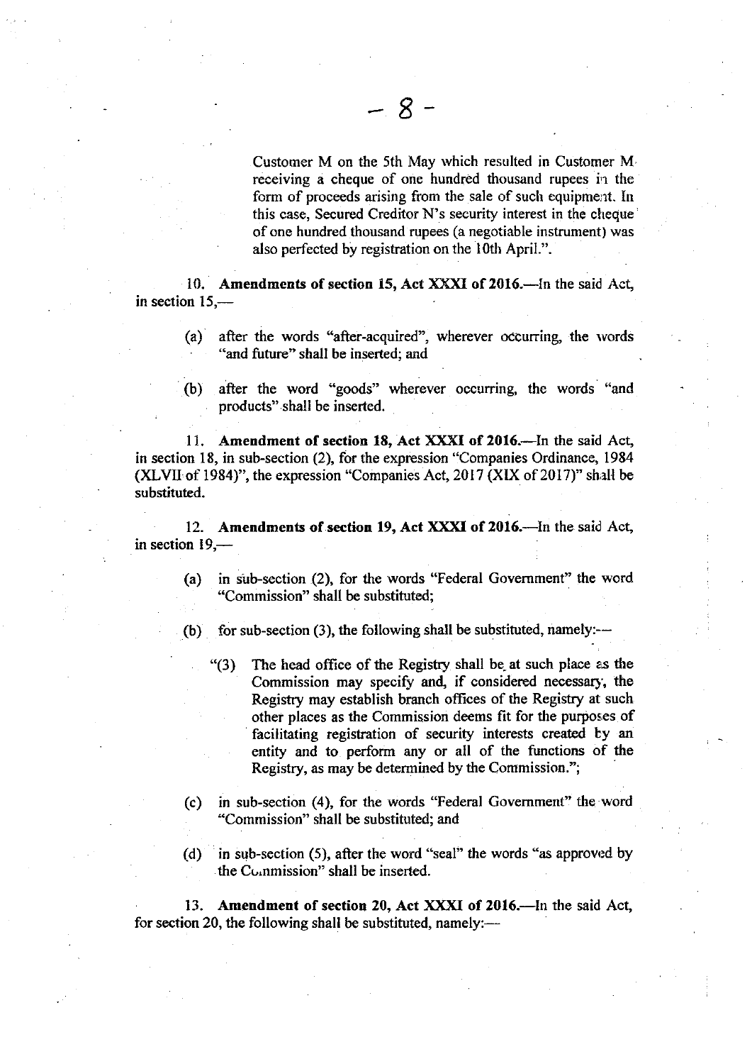Customer M on the 5th May which resulted in Customer M receiving a cheque of one hundred thousand rupees in the form of proceeds arising from the sale of such equipment. In this case, Secured Creditor N's security interest in the cheque of one hundred thousand rupees (a negotiable instrument) was also perfected by registration on the 10th April.".

10. **Amendments of section 15, Act XXXI of 2016.**—In the said Act, in section 15,—

(a) after the words "after-acquired", wherever occurring, the words "and future" shall be inserted; and

(b) after the word "goods" wherever occurring, the words "and products" shall be inserted.

11. **Amendment of section 18, Act XXXI of 2016.**—In the said Act, in section 18, in sub-section (2), for the expression "Companies Ordinance, 1984 (XLVII of 1984)", the expression "Companies Act, 2017 (XIX of 2017)" shall be substituted.

12. **Amendments of section 19, Act XXXI of 2016.**—In the said Act, in section 19,—

(a) in sub-section (2), for the words "Federal Government" the word "Commission" shall be substituted;

(b) for sub-section (3), the following shall be substituted, namely:—

"(3) The head office of the Registry shall be at such place as the Commission may specify and, if considered necessary, the Registry may establish branch offices of the Registry at such other places as the Commission deems fit for the purposes of facilitating registration of security interests created by an entity and to perform any or all of the functions of the Registry, as may be determined by the Commission.";

(c) in sub-section (4), for the words "Federal Government" the word "Commission" shall be substituted; and

(d) in sub-section (5), after the word "seal" the words "as approved by the Commission" shall be inserted.

13. **Amendment of section 20, Act XXXI of 2016.**—In the said Act, for section 20, the following shall be substituted, namely:—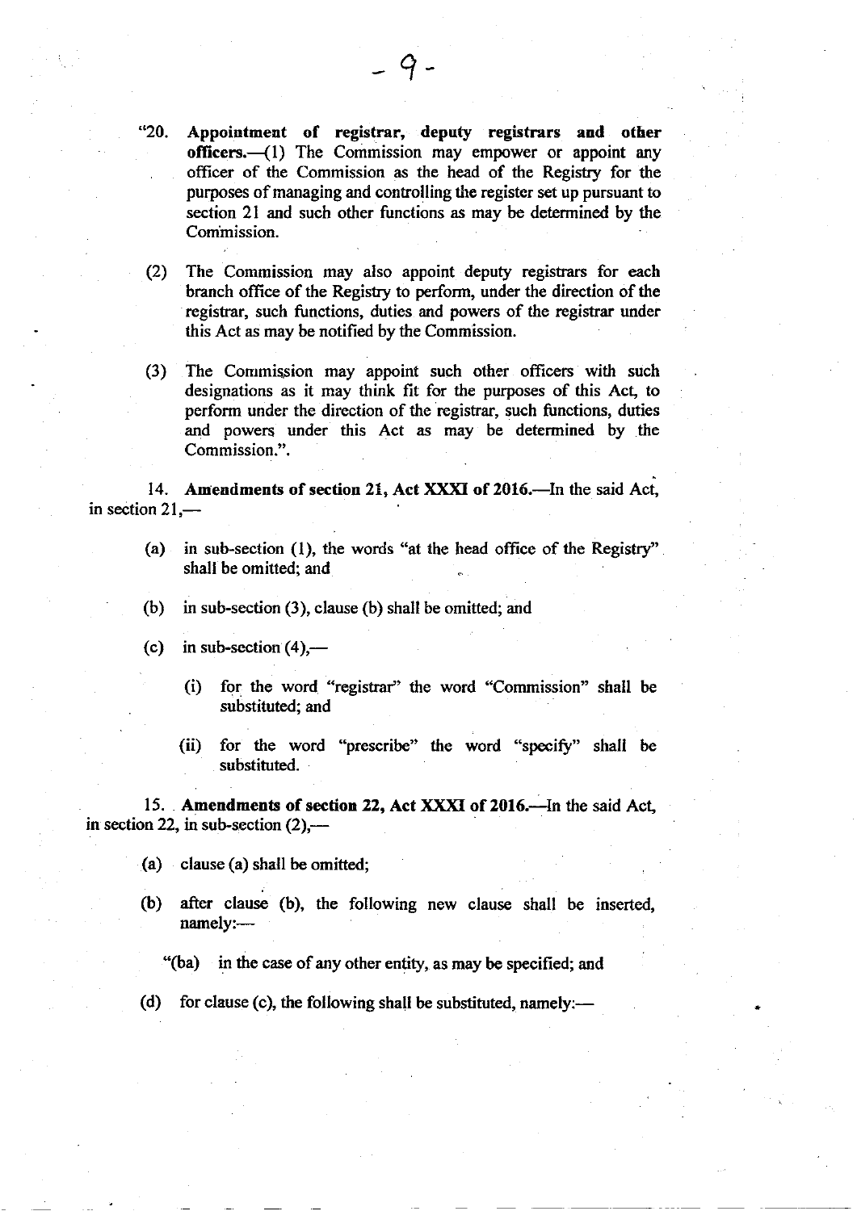"20. **Appointment of registrar, deputy registrars and other officers.**—(1) The Commission may empower or appoint any officer of the Commission as the head of the Registry for the purposes of managing and controlling the register set up pursuant to section 21 and such other functions as may be determined by the Commission.

(2) The Commission may also appoint deputy registrars for each branch office of the Registry to perform, under the direction of the registrar, such functions, duties and powers of the registrar under this Act as may be notified by the Commission.

(3) The Commission may appoint such other officers with such designations as it may think fit for the purposes of this Act, to perform under the direction of the registrar, such functions, duties and powers under this Act as may be determined by the Commission.".

14. **Amendments of section 21, Act XXXI of 2016.**—In the said Act, in section 21,—

(a) in sub-section (1), the words "at the head office of the Registry" shall be omitted; and

(b) in sub-section (3), clause (b) shall be omitted; and

(c) in sub-section (4),—

(i) for the word "registrar" the word "Commission" shall be substituted; and

(ii) for the word "prescribe" the word "specify" shall be substituted.

15. **Amendments of section 22, Act XXXI of 2016.**—In the said Act, in section 22, in sub-section (2),—

(a) clause (a) shall be omitted;

(b) after clause (b), the following new clause shall be inserted, namely:—

"(ba) in the case of any other entity, as may be specified; and

(d) for clause (c), the following shall be substituted, namely:—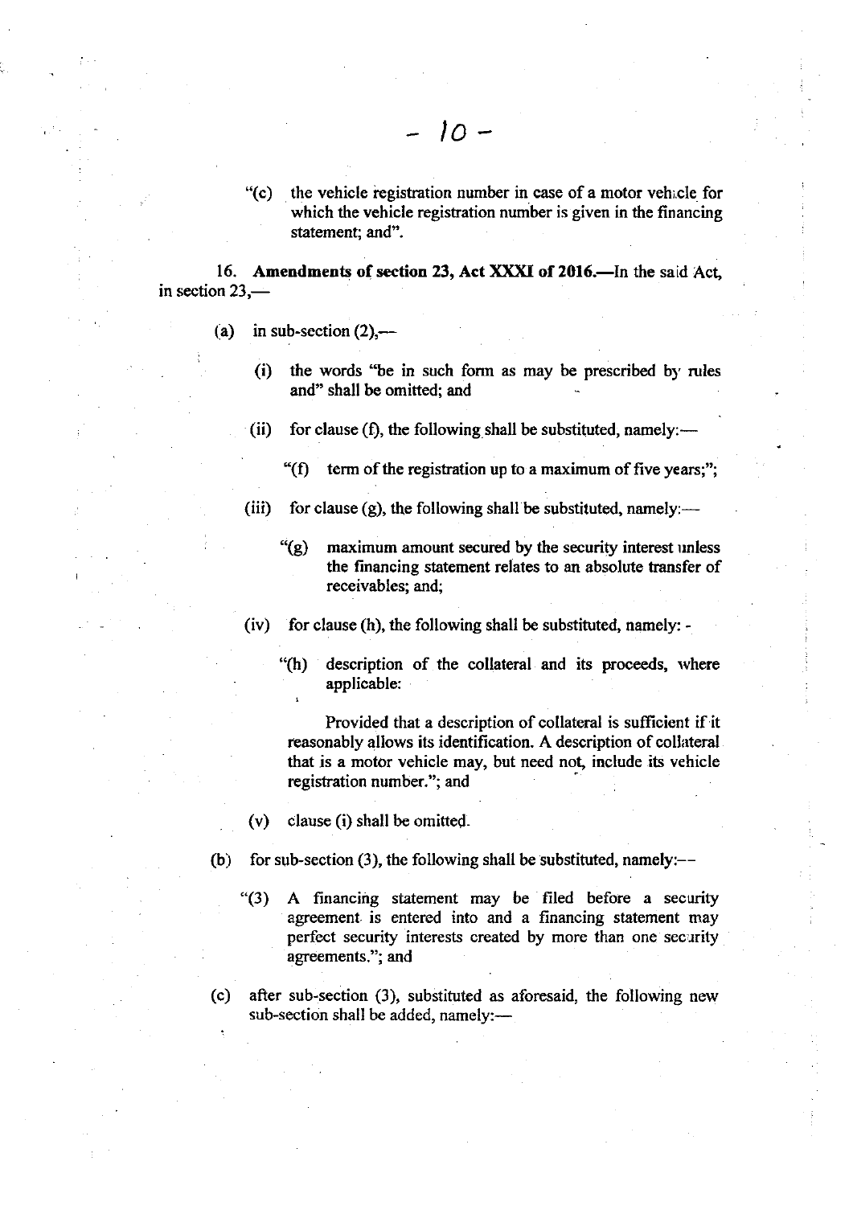"(c) the vehicle registration number in case of a motor vehicle for which the vehicle registration number is given in the financing statement; and".

16. **Amendments of section 23, Act XXXI of 2016.**—In the said Act, in section 23,—

(a) in sub-section (2),—

(i) the words "be in such form as may be prescribed by rules and" shall be omitted; and

(ii) for clause (f), the following shall be substituted, namely:—

"(f) term of the registration up to a maximum of five years;";

(iii) for clause (g), the following shall be substituted, namely:—

"(g) maximum amount secured by the security interest unless the financing statement relates to an absolute transfer of receivables; and;

(iv) for clause (h), the following shall be substituted, namely: -

"(h) description of the collateral and its proceeds, where applicable:

Provided that a description of collateral is sufficient if it reasonably allows its identification. A description of collateral that is a motor vehicle may, but need not, include its vehicle registration number."; and

(v) clause (i) shall be omitted.

(b) for sub-section (3), the following shall be substituted, namely:—

"(3) A financing statement may be filed before a security agreement is entered into and a financing statement may perfect security interests created by more than one security agreements."; and

(c) after sub-section (3), substituted as aforesaid, the following new sub-section shall be added, namely:—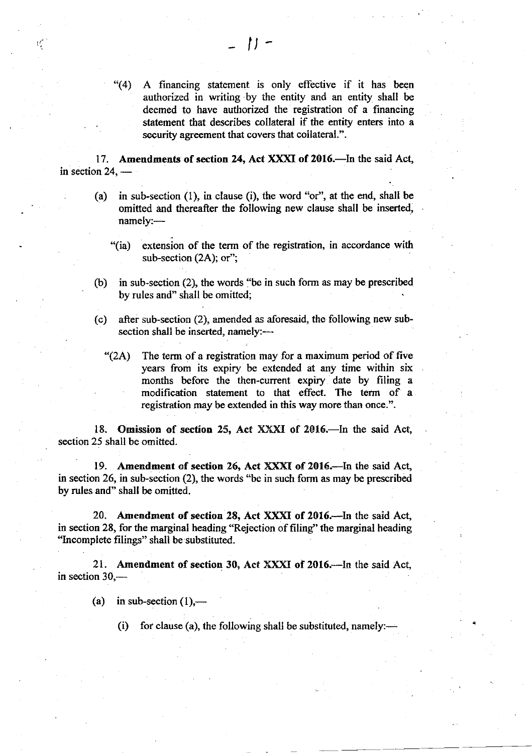"(4) A financing statement is only effective if it has been authorized in writing by the entity and an entity shall be deemed to have authorized the registration of a financing statement that describes collateral if the entity enters into a security agreement that covers that collateral.".

17. **Amendments of section 24, Act XXXI of 2016.**—In the said Act, in section 24, —

(a) in sub-section (1), in clause (i), the word "or", at the end, shall be omitted and thereafter the following new clause shall be inserted, namely:—

"(ia) extension of the term of the registration, in accordance with sub-section (2A); or";

(b) in sub-section (2), the words "be in such form as may be prescribed by rules and" shall be omitted;

(c) after sub-section (2), amended as aforesaid, the following new sub-section shall be inserted, namely:—

"(2A) The term of a registration may for a maximum period of five years from its expiry be extended at any time within six months before the then-current expiry date by filing a modification statement to that effect. The term of a registration may be extended in this way more than once.".

18. **Omission of section 25, Act XXXI of 2016.**—In the said Act, section 25 shall be omitted.

19. **Amendment of section 26, Act XXXI of 2016.**—In the said Act, in section 26, in sub-section (2), the words "be in such form as may be prescribed by rules and" shall be omitted.

20. **Amendment of section 28, Act XXXI of 2016.**—In the said Act, in section 28, for the marginal heading "Rejection of filing" the marginal heading "Incomplete filings" shall be substituted.

21. **Amendment of section 30, Act XXXI of 2016.**—In the said Act, in section 30,—

(a) in sub-section (1),—

(i) for clause (a), the following shall be substituted, namely:—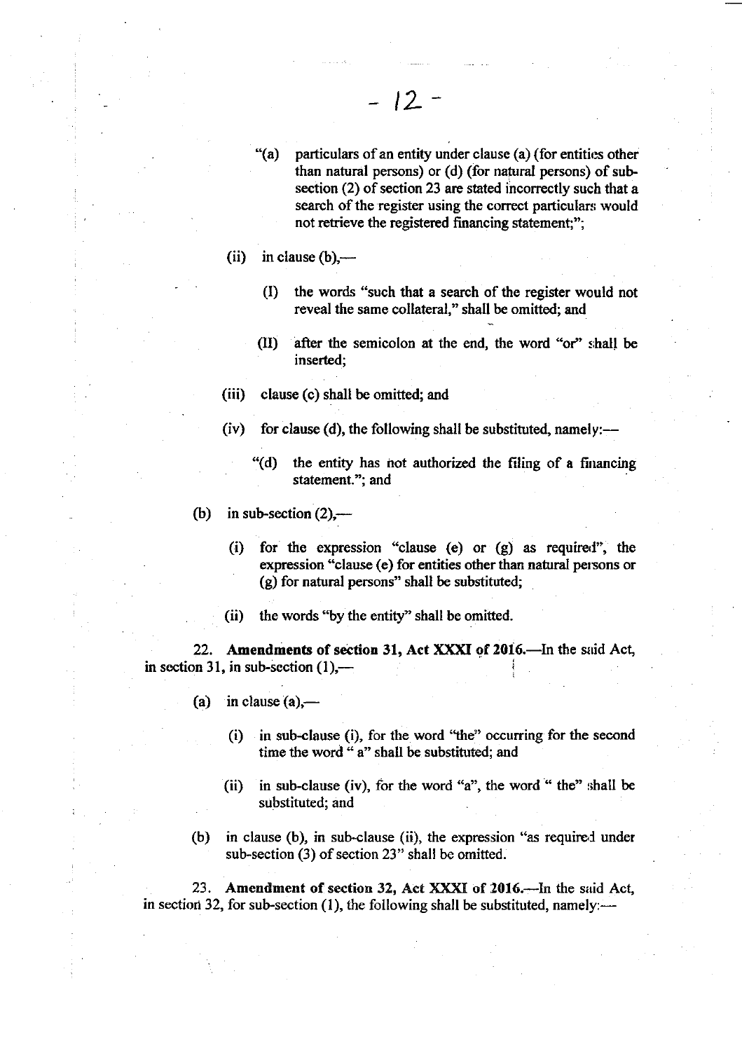"(a) particulars of an entity under clause (a) (for entities other than natural persons) or (d) (for natural persons) of sub-section (2) of section 23 are stated incorrectly such that a search of the register using the correct particulars would not retrieve the registered financing statement;";

(ii) in clause (b),—

(I) the words "such that a search of the register would not reveal the same collateral," shall be omitted; and

(II) after the semicolon at the end, the word "or" shall be inserted;

(iii) clause (c) shall be omitted; and

(iv) for clause (d), the following shall be substituted, namely:—

"(d) the entity has not authorized the filing of a financing statement."; and

(b) in sub-section (2),—

(i) for the expression "clause (e) or (g) as required", the expression "clause (e) for entities other than natural persons or (g) for natural persons" shall be substituted;

(ii) the words "by the entity" shall be omitted.

22. **Amendments of section 31, Act XXXI of 2016.**—In the said Act, in section 31, in sub-section (1),—

(a) in clause (a),—

(i) in sub-clause (i), for the word "the" occurring for the second time the word " a" shall be substituted; and

(ii) in sub-clause (iv), for the word "a", the word " the" shall be substituted; and

(b) in clause (b), in sub-clause (ii), the expression "as required under sub-section (3) of section 23" shall be omitted.

23. **Amendment of section 32, Act XXXI of 2016.**—In the said Act, in section 32, for sub-section (1), the following shall be substituted, namely:—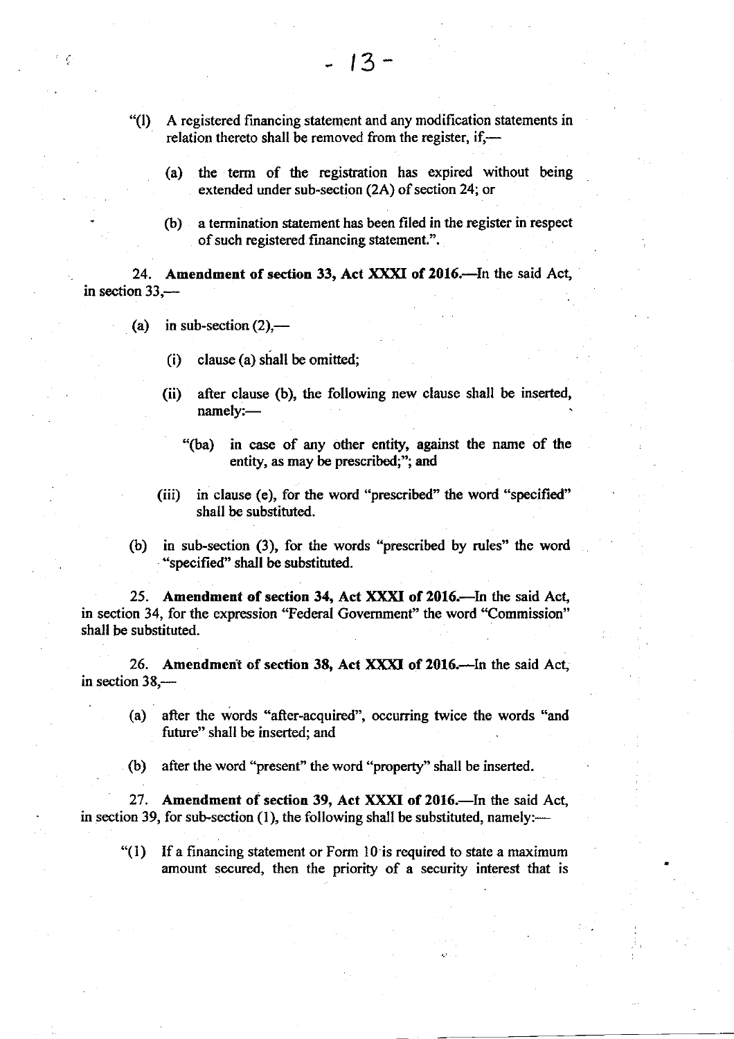"(l) A registered financing statement and any modification statements in relation thereto shall be removed from the register, if,—

(a) the term of the registration has expired without being extended under sub-section (2A) of section 24; or

(b) a termination statement has been filed in the register in respect of such registered financing statement.".

24. **Amendment of section 33, Act XXXI of 2016.**—In the said Act, in section 33,—

(a) in sub-section (2),—

(i) clause (a) shall be omitted;

(ii) after clause (b), the following new clause shall be inserted, namely:—

"(ba) in case of any other entity, against the name of the entity, as may be prescribed;"; and

(iii) in clause (e), for the word "prescribed" the word "specified" shall be substituted.

(b) in sub-section (3), for the words "prescribed by rules" the word "specified" shall be substituted.

25. **Amendment of section 34, Act XXXI of 2016.**—In the said Act, in section 34, for the expression "Federal Government" the word "Commission" shall be substituted.

26. **Amendment of section 38, Act XXXI of 2016.**—In the said Act, in section 38,—

(a) after the words "after-acquired", occurring twice the words "and future" shall be inserted; and

(b) after the word "present" the word "property" shall be inserted.

27. **Amendment of section 39, Act XXXI of 2016.**—In the said Act, in section 39, for sub-section (1), the following shall be substituted, namely:—

"(1) If a financing statement or Form 10 is required to state a maximum amount secured, then the priority of a security interest that is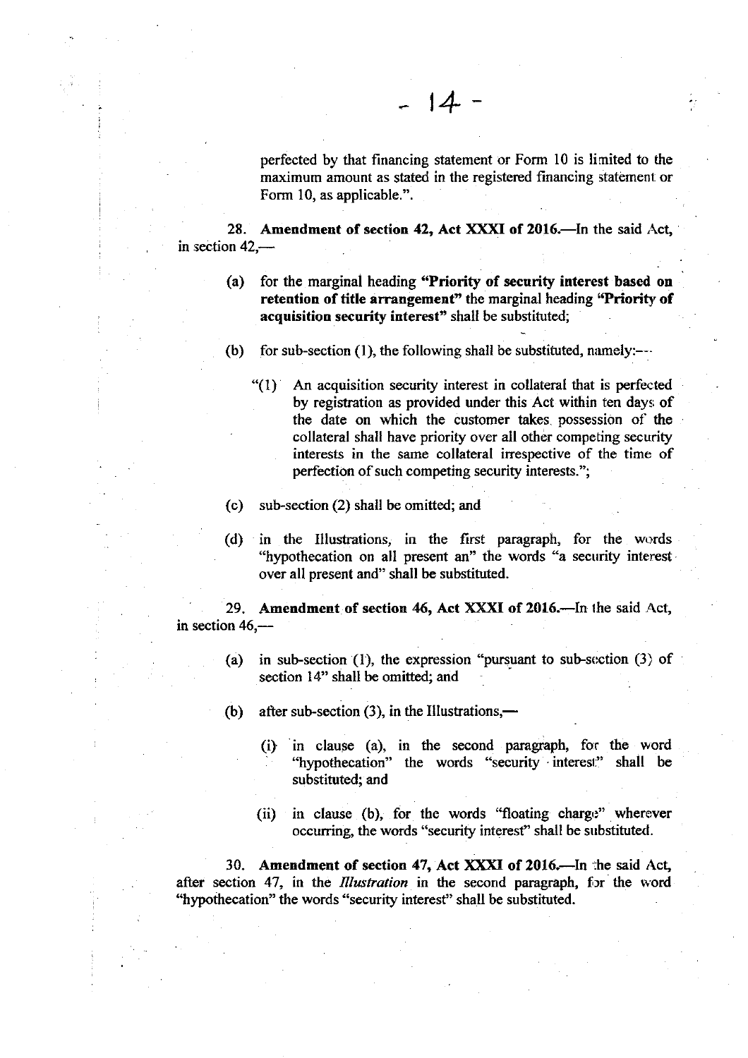perfected by that financing statement or Form 10 is limited to the maximum amount as stated in the registered financing statement or Form 10, as applicable.".

28. **Amendment of section 42, Act XXXI of 2016.**—In the said Act, in section 42,—

(a) for the marginal heading **"Priority of security interest based on retention of title arrangement"** the marginal heading **"Priority of acquisition security interest"** shall be substituted;

(b) for sub-section (1), the following shall be substituted, namely:—

"(1) An acquisition security interest in collateral that is perfected by registration as provided under this Act within ten days of the date on which the customer takes possession of the collateral shall have priority over all other competing security interests in the same collateral irrespective of the time of perfection of such competing security interests.";

(c) sub-section (2) shall be omitted; and

(d) in the Illustrations, in the first paragraph, for the words "hypothecation on all present an" the words "a security interest over all present and" shall be substituted.

29. **Amendment of section 46, Act XXXI of 2016.**—In the said Act, in section 46,—

(a) in sub-section (1), the expression "pursuant to sub-section (3) of section 14" shall be omitted; and

(b) after sub-section (3), in the Illustrations,—

(i) in clause (a), in the second paragraph, for the word "hypothecation" the words "security interest" shall be substituted; and

(ii) in clause (b), for the words "floating charge" wherever occurring, the words "security interest" shall be substituted.

30. **Amendment of section 47, Act XXXI of 2016.**—In the said Act, after section 47, in the *Illustration* in the second paragraph, for the word "hypothecation" the words "security interest" shall be substituted.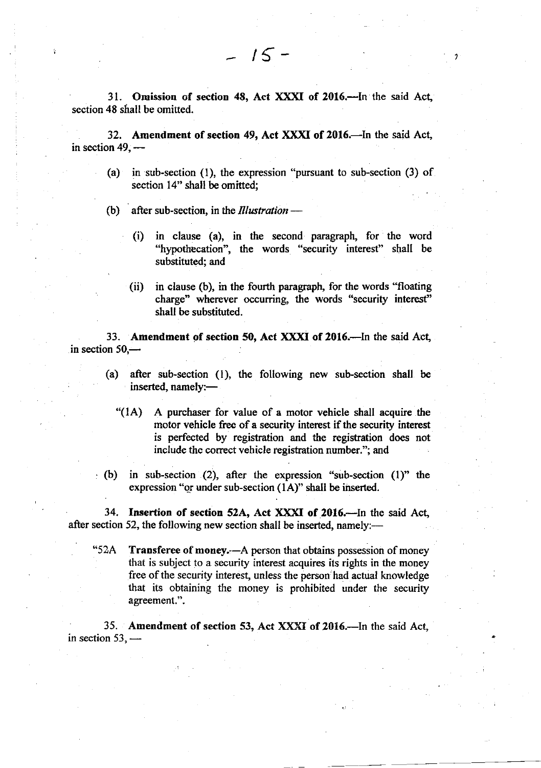31. **Omission of section 48, Act XXXI of 2016.**—In the said Act, section 48 shall be omitted.

32. **Amendment of section 49, Act XXXI of 2016.**—In the said Act, in section 49, —

(a) in sub-section (1), the expression "pursuant to sub-section (3) of section 14" shall be omitted;

(b) after sub-section, in the *Illustration* —

(i) in clause (a), in the second paragraph, for the word "hypothecation", the words "security interest" shall be substituted; and

(ii) in clause (b), in the fourth paragraph, for the words "floating charge" wherever occurring, the words "security interest" shall be substituted.

33. **Amendment of section 50, Act XXXI of 2016.**—In the said Act, in section 50,—

(a) after sub-section (1), the following new sub-section shall be inserted, namely:—

"(1A) A purchaser for value of a motor vehicle shall acquire the motor vehicle free of a security interest if the security interest is perfected by registration and the registration does not include the correct vehicle registration number."; and

(b) in sub-section (2), after the expression "sub-section (1)" the expression "or under sub-section (1A)" shall be inserted.

34. **Insertion of section 52A, Act XXXI of 2016.**—In the said Act, after section 52, the following new section shall be inserted, namely:—

"52A **Transferee of money.**—A person that obtains possession of money that is subject to a security interest acquires its rights in the money free of the security interest, unless the person had actual knowledge that its obtaining the money is prohibited under the security agreement.".

35. **Amendment of section 53, Act XXXI of 2016.**—In the said Act, in section 53, —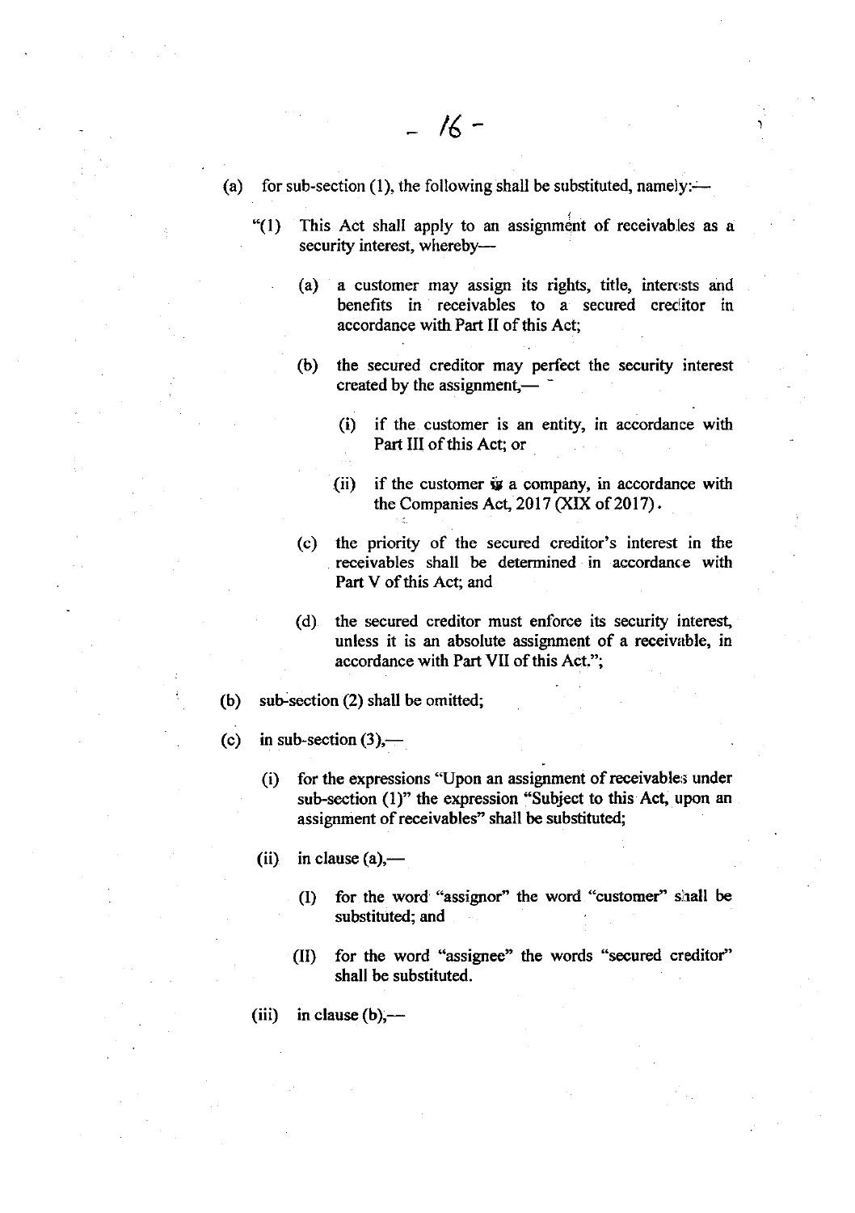(a) for sub-section (1), the following shall be substituted, namely:—

"(1) This Act shall apply to an assignment of receivables as a security interest, whereby—

(a) a customer may assign its rights, title, interests and benefits in receivables to a secured creditor in accordance with Part II of this Act;

(b) the secured creditor may perfect the security interest created by the assignment,—

(i) if the customer is an entity, in accordance with Part III of this Act; or

(ii) if the customer is a company, in accordance with the Companies Act, 2017 (XIX of 2017).

(c) the priority of the secured creditor's interest in the receivables shall be determined in accordance with Part V of this Act; and

(d) the secured creditor must enforce its security interest, unless it is an absolute assignment of a receivable, in accordance with Part VII of this Act.";

(b) sub-section (2) shall be omitted;

(c) in sub-section (3),—

(i) for the expressions "Upon an assignment of receivables under sub-section (1)" the expression "Subject to this Act, upon an assignment of receivables" shall be substituted;

(ii) in clause (a),—

(I) for the word "assignor" the word "customer" shall be substituted; and

(II) for the word "assignee" the words "secured creditor" shall be substituted.

(iii) in clause (b),—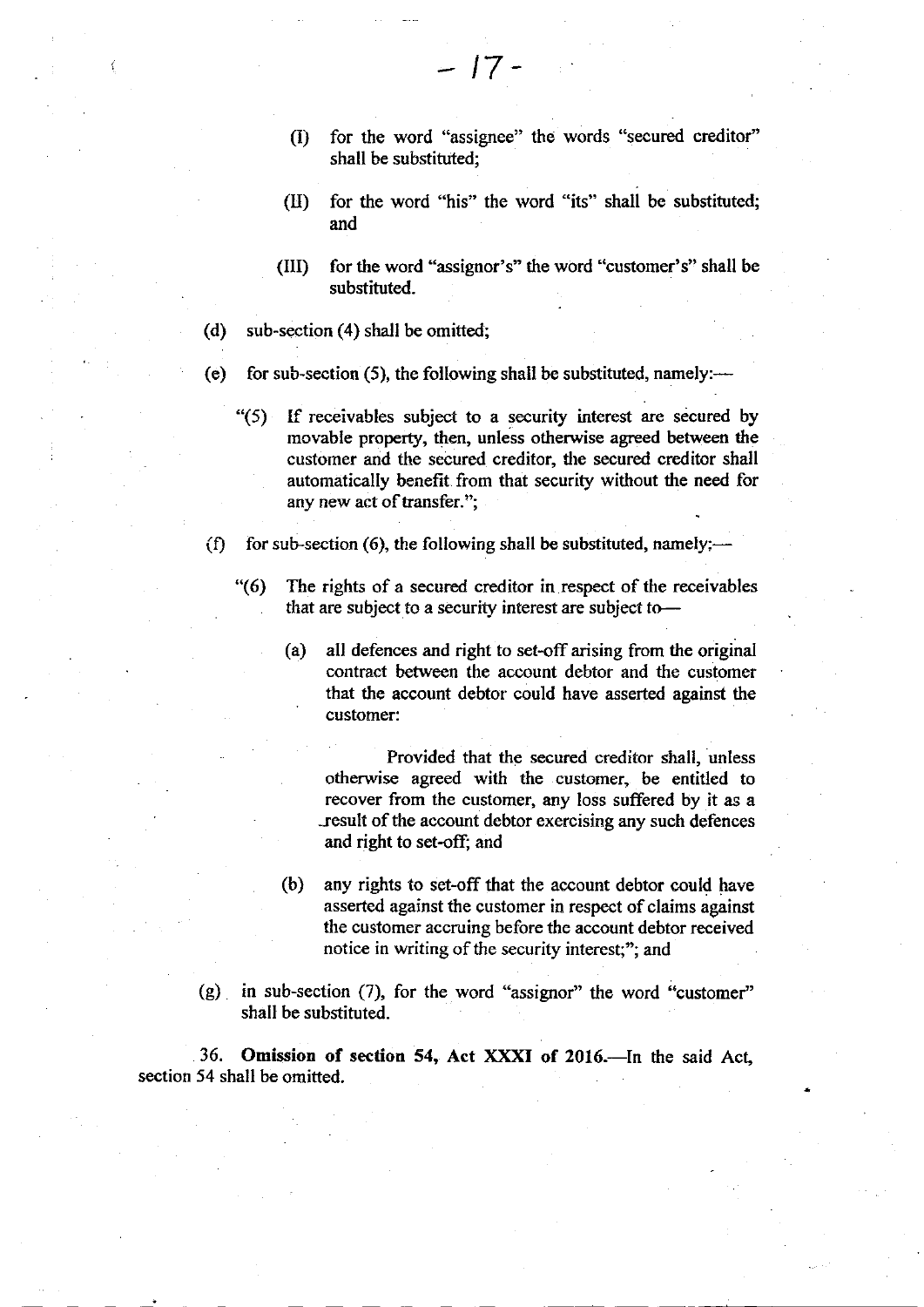(I) for the word "assignee" the words "secured creditor" shall be substituted;

(II) for the word "his" the word "its" shall be substituted; and

(III) for the word "assignor's" the word "customer's" shall be substituted.

(d) sub-section (4) shall be omitted;

(e) for sub-section (5), the following shall be substituted, namely:—

"(5) If receivables subject to a security interest are secured by movable property, then, unless otherwise agreed between the customer and the secured creditor, the secured creditor shall automatically benefit from that security without the need for any new act of transfer.";

(f) for sub-section (6), the following shall be substituted, namely;—

"(6) The rights of a secured creditor in respect of the receivables that are subject to a security interest are subject to—

(a) all defences and right to set-off arising from the original contract between the account debtor and the customer that the account debtor could have asserted against the customer:

Provided that the secured creditor shall, unless otherwise agreed with the customer, be entitled to recover from the customer, any loss suffered by it as a result of the account debtor exercising any such defences and right to set-off; and

(b) any rights to set-off that the account debtor could have asserted against the customer in respect of claims against the customer accruing before the account debtor received notice in writing of the security interest;"; and

(g) in sub-section (7), for the word "assignor" the word "customer" shall be substituted.

36. **Omission of section 54, Act XXXI of 2016.**—In the said Act, section 54 shall be omitted.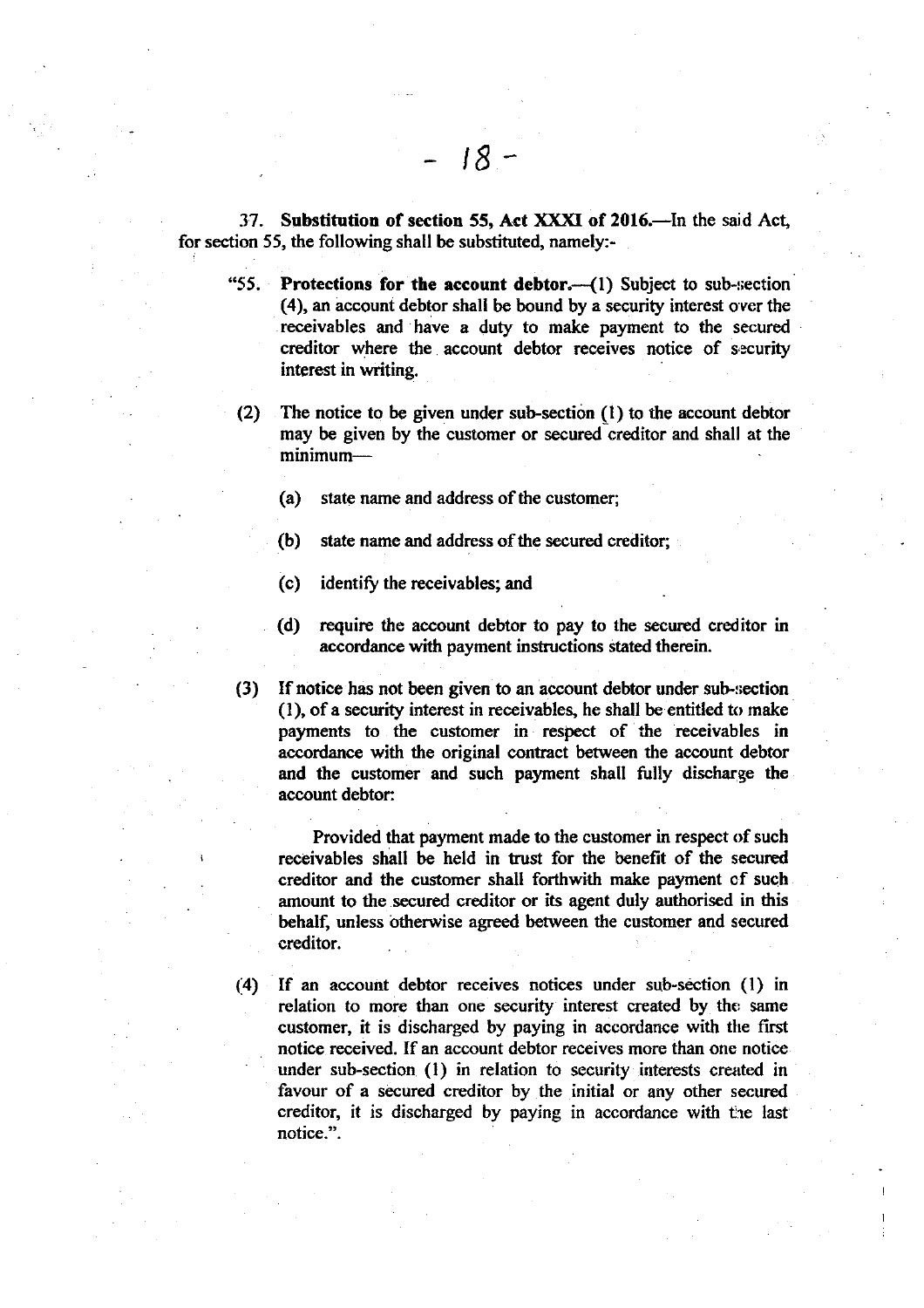**37. Substitution of section 55, Act XXXI of 2016.**—In the said Act, for section 55, the following shall be substituted, namely:-

> "55. **Protections for the account debtor.**—(1) Subject to sub-section (4), an account debtor shall be bound by a security interest over the receivables and have a duty to make payment to the secured creditor where the account debtor receives notice of security interest in writing.
>
> (2) The notice to be given under sub-section (1) to the account debtor may be given by the customer or secured creditor and shall at the minimum—
>
> (a) state name and address of the customer;
>
> (b) state name and address of the secured creditor;
>
> (c) identify the receivables; and
>
> (d) require the account debtor to pay to the secured creditor in accordance with payment instructions stated therein.
>
> (3) If notice has not been given to an account debtor under sub-section (1), of a security interest in receivables, he shall be entitled to make payments to the customer in respect of the receivables in accordance with the original contract between the account debtor and the customer and such payment shall fully discharge the account debtor:
>
> Provided that payment made to the customer in respect of such receivables shall be held in trust for the benefit of the secured creditor and the customer shall forthwith make payment of such amount to the secured creditor or its agent duly authorised in this behalf, unless otherwise agreed between the customer and secured creditor.
>
> (4) If an account debtor receives notices under sub-section (1) in relation to more than one security interest created by the same customer, it is discharged by paying in accordance with the first notice received. If an account debtor receives more than one notice under sub-section (1) in relation to security interests created in favour of a secured creditor by the initial or any other secured creditor, it is discharged by paying in accordance with the last notice.".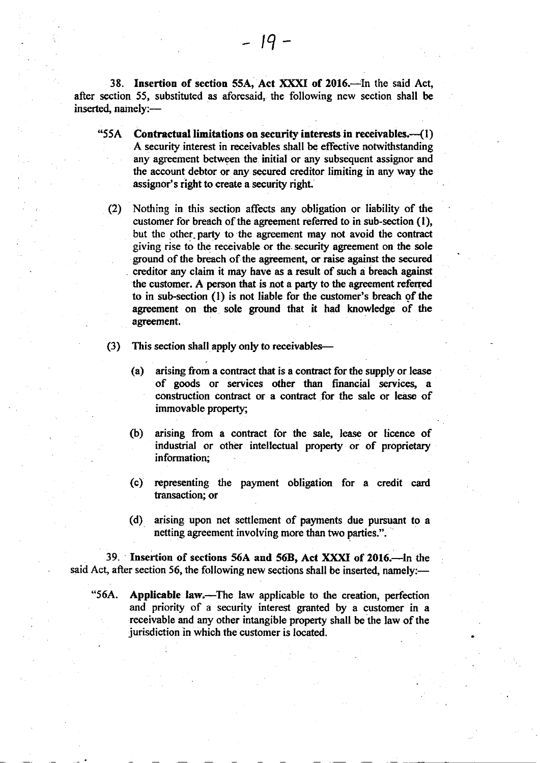**38. Insertion of section 55A, Act XXXI of 2016.**—In the said Act, after section 55, substituted as aforesaid, the following new section shall be inserted, namely:—

"55A **Contractual limitations on security interests in receivables.**—(1) A security interest in receivables shall be effective notwithstanding any agreement between the initial or any subsequent assignor and the account debtor or any secured creditor limiting in any way the assignor's right to create a security right.

(2) Nothing in this section affects any obligation or liability of the customer for breach of the agreement referred to in sub-section (1), but the other party to the agreement may not avoid the contract giving rise to the receivable or the security agreement on the sole ground of the breach of the agreement, or raise against the secured creditor any claim it may have as a result of such a breach against the customer. A person that is not a party to the agreement referred to in sub-section (1) is not liable for the customer's breach of the agreement on the sole ground that it had knowledge of the agreement.

(3) This section shall apply only to receivables—

(a) arising from a contract that is a contract for the supply or lease of goods or services other than financial services, a construction contract or a contract for the sale or lease of immovable property;

(b) arising from a contract for the sale, lease or licence of industrial or other intellectual property or of proprietary information;

(c) representing the payment obligation for a credit card transaction; or

(d) arising upon net settlement of payments due pursuant to a netting agreement involving more than two parties.".

**39. Insertion of sections 56A and 56B, Act XXXI of 2016.**—In the said Act, after section 56, the following new sections shall be inserted, namely:—

"56A. **Applicable law.**—The law applicable to the creation, perfection and priority of a security interest granted by a customer in a receivable and any other intangible property shall be the law of the jurisdiction in which the customer is located.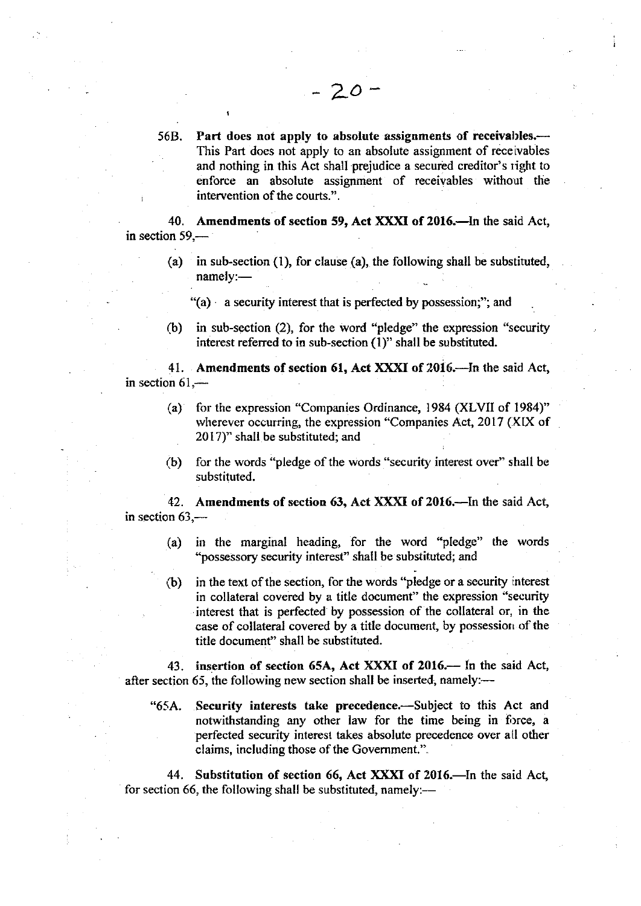56B. **Part does not apply to absolute assignments of receivables.**— This Part does not apply to an absolute assignment of receivables and nothing in this Act shall prejudice a secured creditor's right to enforce an absolute assignment of receivables without the intervention of the courts.".

40. **Amendments of section 59, Act XXXI of 2016.**—In the said Act, in section 59,—

(a) in sub-section (1), for clause (a), the following shall be substituted, namely:—

"(a) a security interest that is perfected by possession;"; and

(b) in sub-section (2), for the word "pledge" the expression "security interest referred to in sub-section (1)" shall be substituted.

41. **Amendments of section 61, Act XXXI of 2016.**—In the said Act, in section 61,—

(a) for the expression "Companies Ordinance, 1984 (XLVII of 1984)" wherever occurring, the expression "Companies Act, 2017 (XIX of 2017)" shall be substituted; and

(b) for the words "pledge of the words "security interest over" shall be substituted.

42. **Amendments of section 63, Act XXXI of 2016.**—In the said Act, in section 63,—

(a) in the marginal heading, for the word "pledge" the words "possessory security interest" shall be substituted; and

(b) in the text of the section, for the words "pledge or a security interest in collateral covered by a title document" the expression "security interest that is perfected by possession of the collateral or, in the case of collateral covered by a title document, by possession of the title document" shall be substituted.

43. **insertion of section 65A, Act XXXI of 2016.**— In the said Act, after section 65, the following new section shall be inserted, namely:—

"65A. **Security interests take precedence.**—Subject to this Act and notwithstanding any other law for the time being in force, a perfected security interest takes absolute precedence over all other claims, including those of the Government.".

44. **Substitution of section 66, Act XXXI of 2016.**—In the said Act, for section 66, the following shall be substituted, namely:—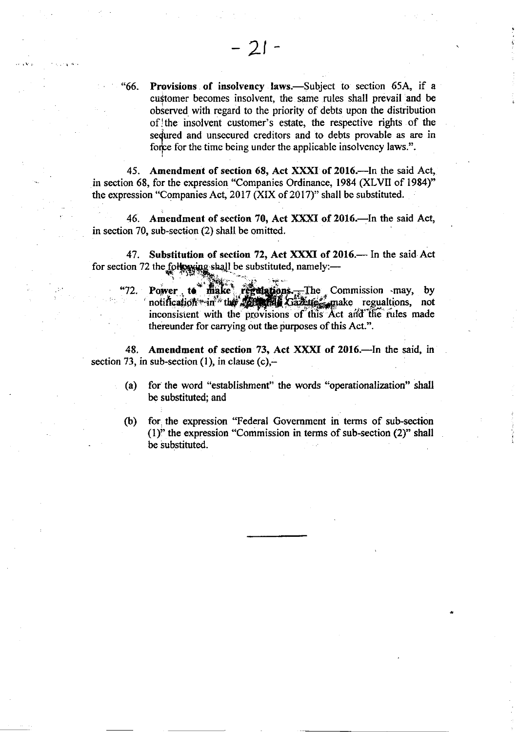"66. **Provisions of insolvency laws.**—Subject to section 65A, if a customer becomes insolvent, the same rules shall prevail and be observed with regard to the priority of debts upon the distribution of the insolvent customer's estate, the respective rights of the secured and unsecured creditors and to debts provable as are in force for the time being under the applicable insolvency laws.".

45. **Amendment of section 68, Act XXXI of 2016.**—In the said Act, in section 68, for the expression "Companies Ordinance, 1984 (XLVII of 1984)" the expression "Companies Act, 2017 (XIX of 2017)" shall be substituted.

46. **Amendment of section 70, Act XXXI of 2016.**—In the said Act, in section 70, sub-section (2) shall be omitted.

47. **Substitution of section 72, Act XXXI of 2016.**— In the said Act for section 72 the following shall be substituted, namely:—

"72. **Power to make regulations.**—The Commission may, by notification in the official Gazette, make regualtions, not inconsistent with the provisions of this Act and the rules made thereunder for carrying out the purposes of this Act.".

48. **Amendment of section 73, Act XXXI of 2016.**—In the said, in section 73, in sub-section (1), in clause (c),–

(a) for the word "establishment" the words "operationalization" shall be substituted; and

(b) for the expression "Federal Government in terms of sub-section (1)" the expression "Commission in terms of sub-section (2)" shall be substituted.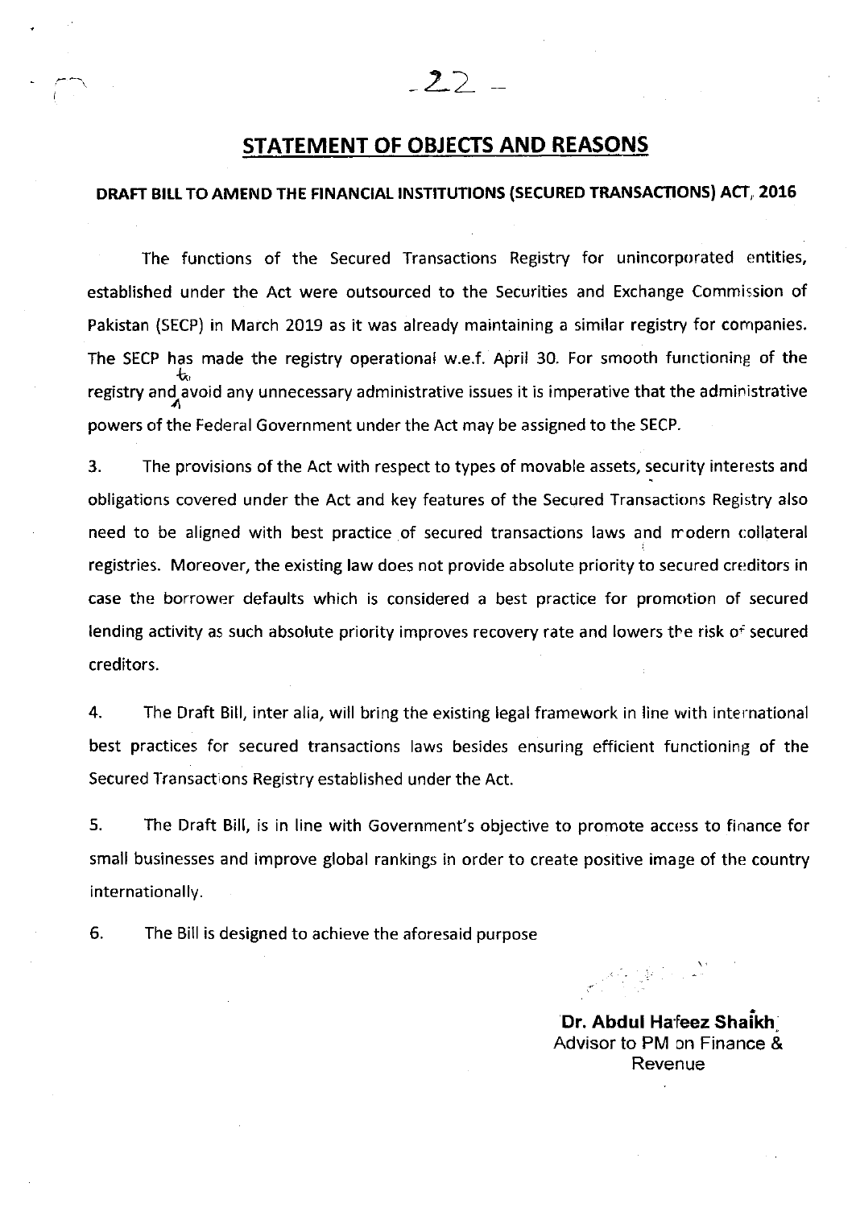## STATEMENT OF OBJECTS AND REASONS

**DRAFT BILL TO AMEND THE FINANCIAL INSTITUTIONS (SECURED TRANSACTIONS) ACT, 2016**

The functions of the Secured Transactions Registry for unincorporated entities, established under the Act were outsourced to the Securities and Exchange Commission of Pakistan (SECP) in March 2019 as it was already maintaining a similar registry for companies. The SECP has made the registry operational w.e.f. April 30. For smooth functioning of the registry and to avoid any unnecessary administrative issues it is imperative that the administrative powers of the Federal Government under the Act may be assigned to the SECP.

3. The provisions of the Act with respect to types of movable assets, security interests and obligations covered under the Act and key features of the Secured Transactions Registry also need to be aligned with best practice of secured transactions laws and modern collateral registries. Moreover, the existing law does not provide absolute priority to secured creditors in case the borrower defaults which is considered a best practice for promotion of secured lending activity as such absolute priority improves recovery rate and lowers the risk of secured creditors.

4. The Draft Bill, inter alia, will bring the existing legal framework in line with international best practices for secured transactions laws besides ensuring efficient functioning of the Secured Transactions Registry established under the Act.

5. The Draft Bill, is in line with Government's objective to promote access to finance for small businesses and improve global rankings in order to create positive image of the country internationally.

6. The Bill is designed to achieve the aforesaid purpose

**Dr. Abdul Hafeez Shaikh**
Advisor to PM on Finance & Revenue